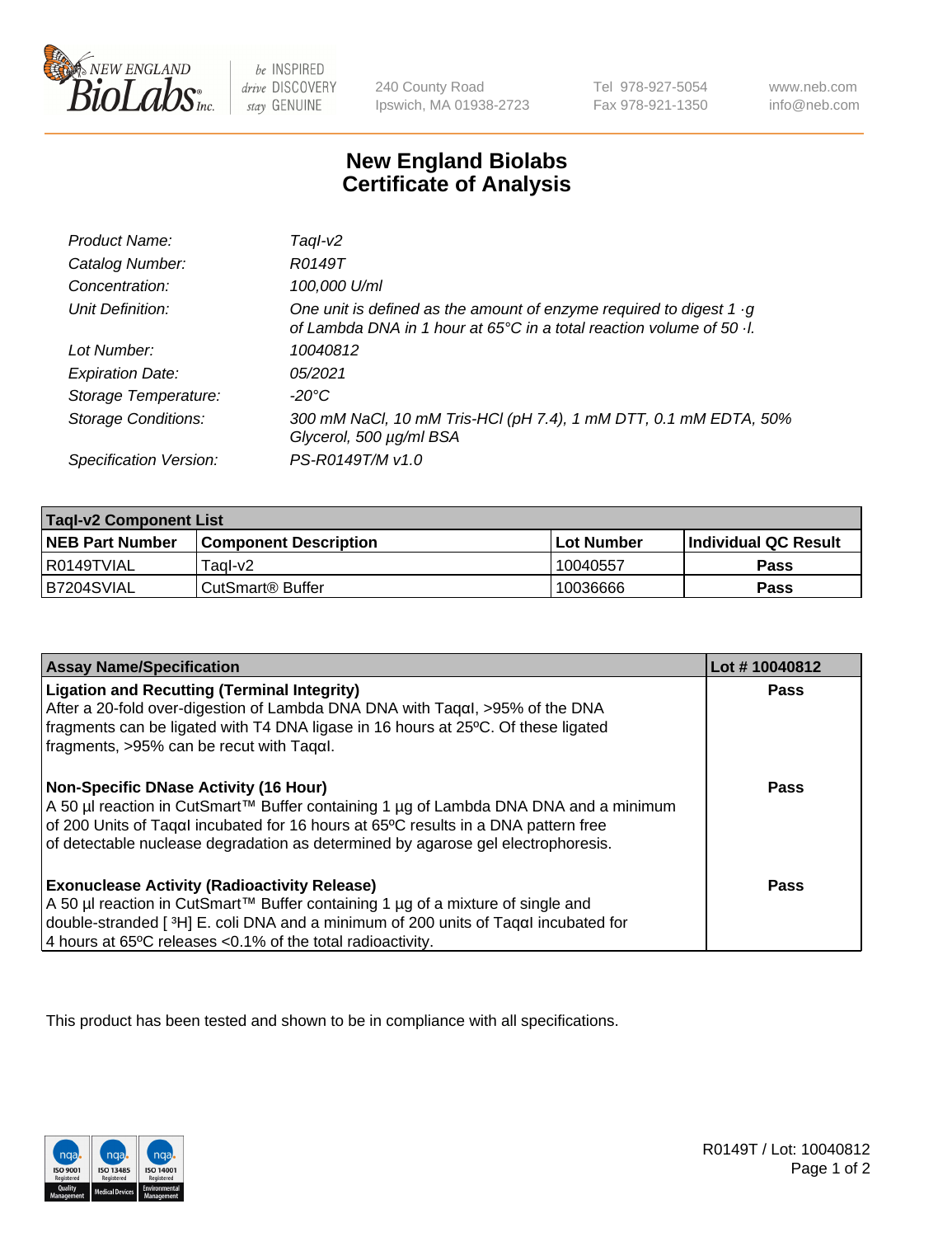New England BioLabs Inc. — be INSPIRED drive DISCOVERY stay GENUINE

240 County Road
Ipswich, MA 01938-2723

Tel 978-927-5054
Fax 978-921-1350

www.neb.com
info@neb.com

# New England Biolabs Certificate of Analysis

| | |
|---|---|
| *Product Name:* | *TaqI-v2* |
| *Catalog Number:* | *R0149T* |
| *Concentration:* | *100,000 U/ml* |
| *Unit Definition:* | *One unit is defined as the amount of enzyme required to digest 1 ·g of Lambda DNA in 1 hour at 65°C in a total reaction volume of 50 ·l.* |
| *Lot Number:* | *10040812* |
| *Expiration Date:* | *05/2021* |
| *Storage Temperature:* | *-20°C* |
| *Storage Conditions:* | *300 mM NaCl, 10 mM Tris-HCl (pH 7.4), 1 mM DTT, 0.1 mM EDTA, 50% Glycerol, 500 µg/ml BSA* |
| *Specification Version:* | *PS-R0149T/M v1.0* |

| **TaqI-v2 Component List** | | | |
|---|---|---|---|
| **NEB Part Number** | **Component Description** | **Lot Number** | **Individual QC Result** |
| R0149TVIAL | TaqI-v2 | 10040557 | **Pass** |
| B7204SVIAL | CutSmart® Buffer | 10036666 | **Pass** |

| **Assay Name/Specification** | **Lot # 10040812** |
|---|---|
| **Ligation and Recutting (Terminal Integrity)** After a 20-fold over-digestion of Lambda DNA DNA with Taqαl, >95% of the DNA fragments can be ligated with T4 DNA ligase in 16 hours at 25ºC. Of these ligated fragments, >95% can be recut with Taqαl. | **Pass** |
| **Non-Specific DNase Activity (16 Hour)** A 50 µl reaction in CutSmart™ Buffer containing 1 µg of Lambda DNA DNA and a minimum of 200 Units of Taqαl incubated for 16 hours at 65ºC results in a DNA pattern free of detectable nuclease degradation as determined by agarose gel electrophoresis. | **Pass** |
| **Exonuclease Activity (Radioactivity Release)** A 50 µl reaction in CutSmart™ Buffer containing 1 µg of a mixture of single and double-stranded [ $^{3}$H] E. coli DNA and a minimum of 200 units of Taqαl incubated for 4 hours at 65ºC releases <0.1% of the total radioactivity. | **Pass** |

This product has been tested and shown to be in compliance with all specifications.

R0149T / Lot: 10040812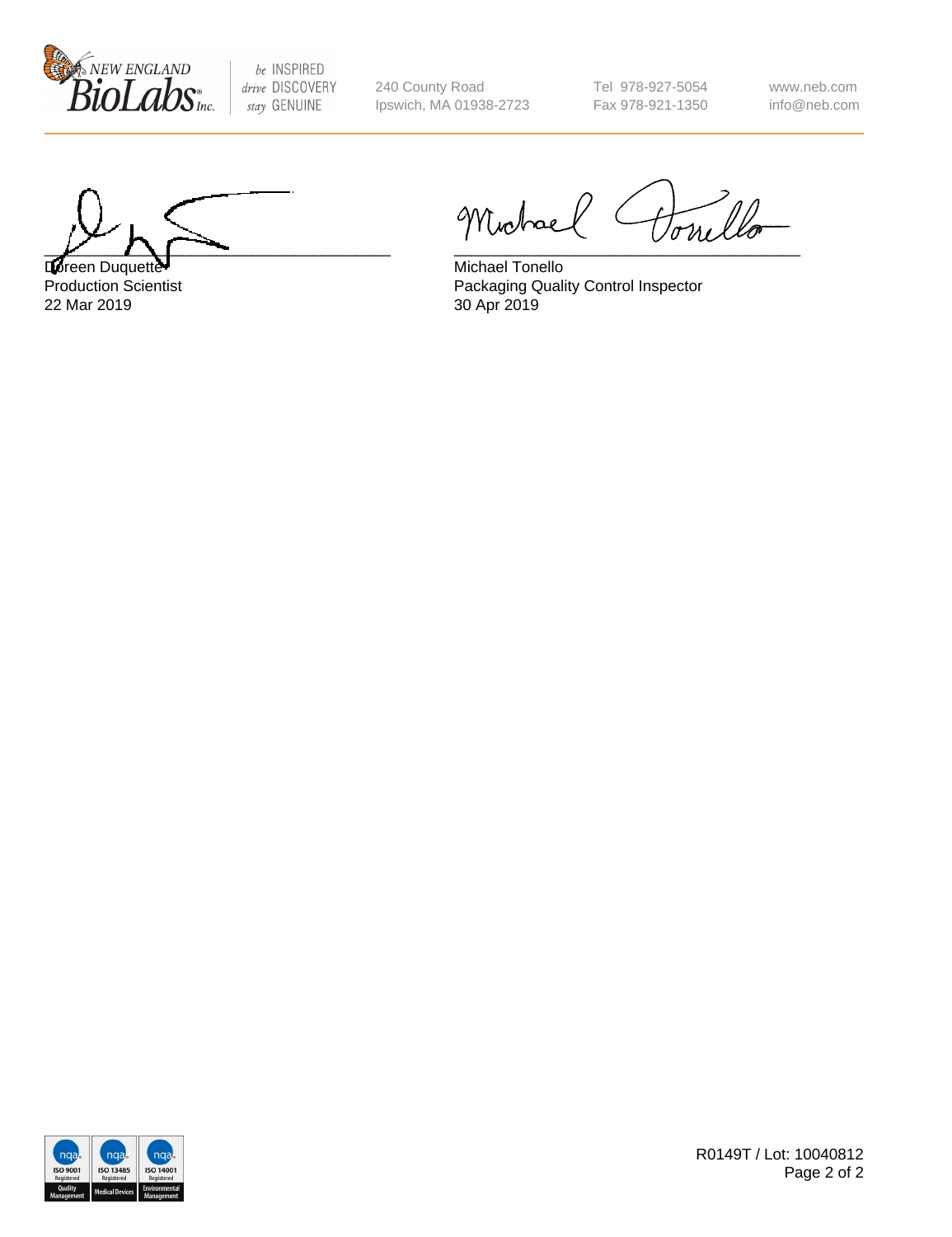Doreen Duquette
Production Scientist
22 Mar 2019

Michael Tonello
Packaging Quality Control Inspector
30 Apr 2019

R0149T / Lot: 10040812